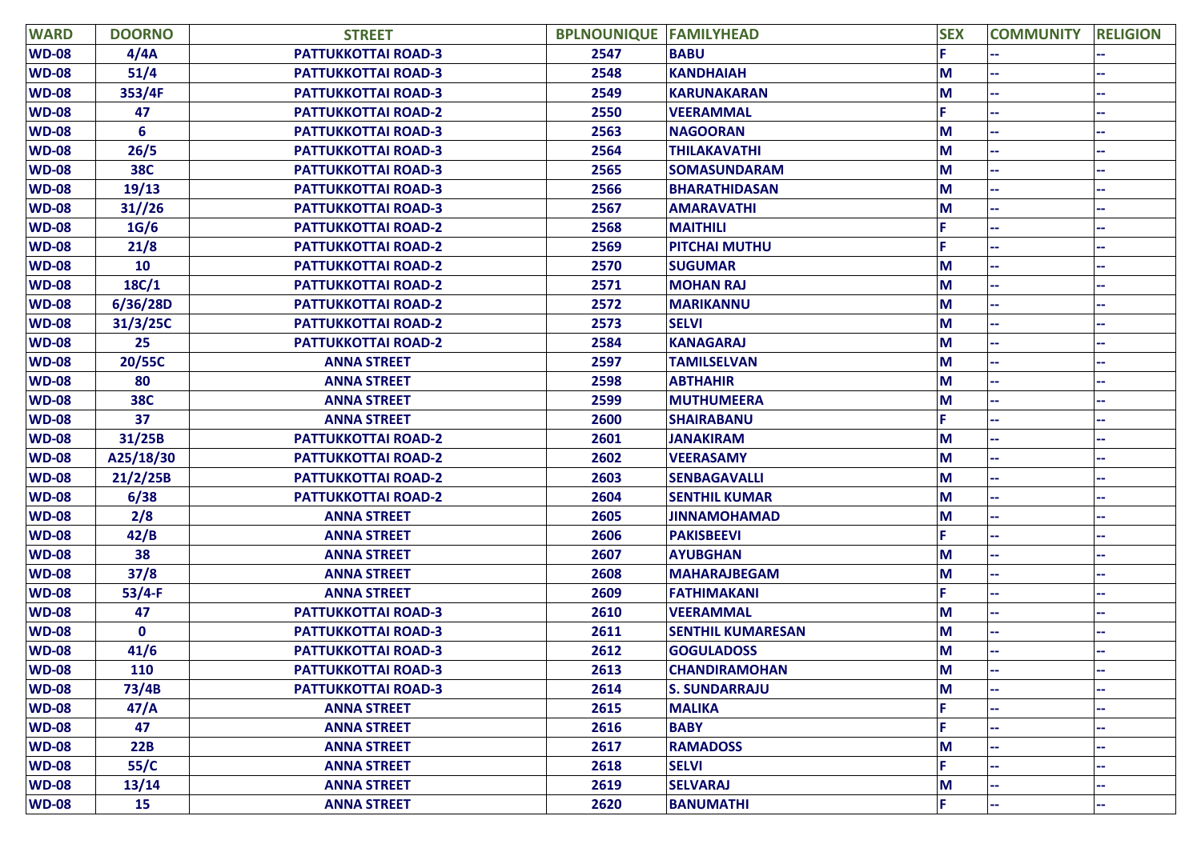| WARD | DOORNO | STREET | BPLNOUNIQUE | FAMILYHEAD | SEX | COMMUNITY | RELIGION |
|---|---|---|---|---|---|---|---|
| WD-08 | 4/4A | PATTUKKOTTAI ROAD-3 | 2547 | BABU | F | -- | -- |
| WD-08 | 51/4 | PATTUKKOTTAI ROAD-3 | 2548 | KANDHAIAH | M | -- | -- |
| WD-08 | 353/4F | PATTUKKOTTAI ROAD-3 | 2549 | KARUNAKARAN | M | -- | -- |
| WD-08 | 47 | PATTUKKOTTAI ROAD-2 | 2550 | VEERAMMAL | F | -- | -- |
| WD-08 | 6 | PATTUKKOTTAI ROAD-3 | 2563 | NAGOORAN | M | -- | -- |
| WD-08 | 26/5 | PATTUKKOTTAI ROAD-3 | 2564 | THILAKAVATHI | M | -- | -- |
| WD-08 | 38C | PATTUKKOTTAI ROAD-3 | 2565 | SOMASUNDARAM | M | -- | -- |
| WD-08 | 19/13 | PATTUKKOTTAI ROAD-3 | 2566 | BHARATHIDASAN | M | -- | -- |
| WD-08 | 31//26 | PATTUKKOTTAI ROAD-3 | 2567 | AMARAVATHI | M | -- | -- |
| WD-08 | 1G/6 | PATTUKKOTTAI ROAD-2 | 2568 | MAITHILI | F | -- | -- |
| WD-08 | 21/8 | PATTUKKOTTAI ROAD-2 | 2569 | PITCHAI MUTHU | F | -- | -- |
| WD-08 | 10 | PATTUKKOTTAI ROAD-2 | 2570 | SUGUMAR | M | -- | -- |
| WD-08 | 18C/1 | PATTUKKOTTAI ROAD-2 | 2571 | MOHAN RAJ | M | -- | -- |
| WD-08 | 6/36/28D | PATTUKKOTTAI ROAD-2 | 2572 | MARIKANNU | M | -- | -- |
| WD-08 | 31/3/25C | PATTUKKOTTAI ROAD-2 | 2573 | SELVI | M | -- | -- |
| WD-08 | 25 | PATTUKKOTTAI ROAD-2 | 2584 | KANAGARAJ | M | -- | -- |
| WD-08 | 20/55C | ANNA STREET | 2597 | TAMILSELVAN | M | -- | -- |
| WD-08 | 80 | ANNA STREET | 2598 | ABTHAHIR | M | -- | -- |
| WD-08 | 38C | ANNA STREET | 2599 | MUTHUMEERA | M | -- | -- |
| WD-08 | 37 | ANNA STREET | 2600 | SHAIRABANU | F | -- | -- |
| WD-08 | 31/25B | PATTUKKOTTAI ROAD-2 | 2601 | JANAKIRAM | M | -- | -- |
| WD-08 | A25/18/30 | PATTUKKOTTAI ROAD-2 | 2602 | VEERASAMY | M | -- | -- |
| WD-08 | 21/2/25B | PATTUKKOTTAI ROAD-2 | 2603 | SENBAGAVALLI | M | -- | -- |
| WD-08 | 6/38 | PATTUKKOTTAI ROAD-2 | 2604 | SENTHIL KUMAR | M | -- | -- |
| WD-08 | 2/8 | ANNA STREET | 2605 | JINNAMOHAMAD | M | -- | -- |
| WD-08 | 42/B | ANNA STREET | 2606 | PAKISBEEVI | F | -- | -- |
| WD-08 | 38 | ANNA STREET | 2607 | AYUBGHAN | M | -- | -- |
| WD-08 | 37/8 | ANNA STREET | 2608 | MAHARAJBEGAM | M | -- | -- |
| WD-08 | 53/4-F | ANNA STREET | 2609 | FATHIMAKANI | F | -- | -- |
| WD-08 | 47 | PATTUKKOTTAI ROAD-3 | 2610 | VEERAMMAL | M | -- | -- |
| WD-08 | 0 | PATTUKKOTTAI ROAD-3 | 2611 | SENTHIL KUMARESAN | M | -- | -- |
| WD-08 | 41/6 | PATTUKKOTTAI ROAD-3 | 2612 | GOGULADOSS | M | -- | -- |
| WD-08 | 110 | PATTUKKOTTAI ROAD-3 | 2613 | CHANDIRAMOHAN | M | -- | -- |
| WD-08 | 73/4B | PATTUKKOTTAI ROAD-3 | 2614 | S. SUNDARRAJU | M | -- | -- |
| WD-08 | 47/A | ANNA STREET | 2615 | MALIKA | F | -- | -- |
| WD-08 | 47 | ANNA STREET | 2616 | BABY | F | -- | -- |
| WD-08 | 22B | ANNA STREET | 2617 | RAMADOSS | M | -- | -- |
| WD-08 | 55/C | ANNA STREET | 2618 | SELVI | F | -- | -- |
| WD-08 | 13/14 | ANNA STREET | 2619 | SELVARAJ | M | -- | -- |
| WD-08 | 15 | ANNA STREET | 2620 | BANUMATHI | F | -- | -- |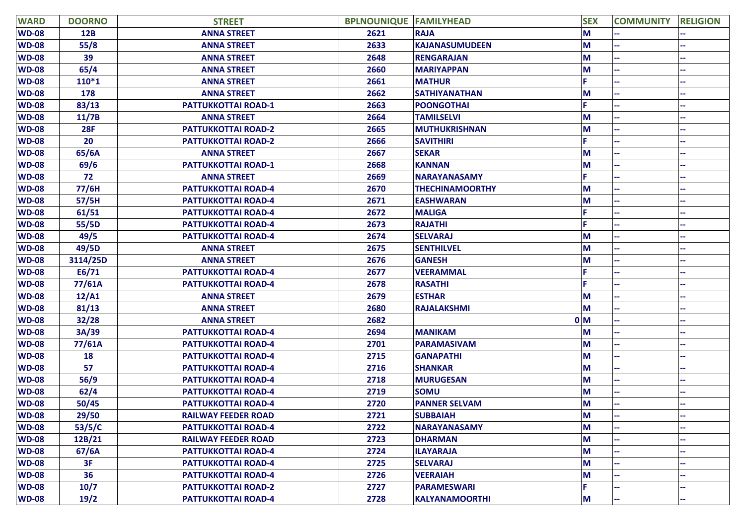| WARD | DOORNO | STREET | BPLNOUNIQUE | FAMILYHEAD | SEX | COMMUNITY | RELIGION |
|---|---|---|---|---|---|---|---|
| WD-08 | 12B | ANNA STREET | 2621 | RAJA | M | -- | -- |
| WD-08 | 55/8 | ANNA STREET | 2633 | KAJANASUMUDEEN | M | -- | -- |
| WD-08 | 39 | ANNA STREET | 2648 | RENGARAJAN | M | -- | -- |
| WD-08 | 65/4 | ANNA STREET | 2660 | MARIYAPPAN | M | -- | -- |
| WD-08 | 110*1 | ANNA STREET | 2661 | MATHUR | F | -- | -- |
| WD-08 | 178 | ANNA STREET | 2662 | SATHIYANATHAN | M | -- | -- |
| WD-08 | 83/13 | PATTUKKOTTAI ROAD-1 | 2663 | POONGOTHAI | F | -- | -- |
| WD-08 | 11/7B | ANNA STREET | 2664 | TAMILSELVI | M | -- | -- |
| WD-08 | 28F | PATTUKKOTTAI ROAD-2 | 2665 | MUTHUKRISHNAN | M | -- | -- |
| WD-08 | 20 | PATTUKKOTTAI ROAD-2 | 2666 | SAVITHIRI | F | -- | -- |
| WD-08 | 65/6A | ANNA STREET | 2667 | SEKAR | M | -- | -- |
| WD-08 | 69/6 | PATTUKKOTTAI ROAD-1 | 2668 | KANNAN | M | -- | -- |
| WD-08 | 72 | ANNA STREET | 2669 | NARAYANASAMY | F | -- | -- |
| WD-08 | 77/6H | PATTUKKOTTAI ROAD-4 | 2670 | THECHINAMOORTHY | M | -- | -- |
| WD-08 | 57/5H | PATTUKKOTTAI ROAD-4 | 2671 | EASHWARAN | M | -- | -- |
| WD-08 | 61/51 | PATTUKKOTTAI ROAD-4 | 2672 | MALIGA | F | -- | -- |
| WD-08 | 55/5D | PATTUKKOTTAI ROAD-4 | 2673 | RAJATHI | F | -- | -- |
| WD-08 | 49/5 | PATTUKKOTTAI ROAD-4 | 2674 | SELVARAJ | M | -- | -- |
| WD-08 | 49/5D | ANNA STREET | 2675 | SENTHILVEL | M | -- | -- |
| WD-08 | 3114/25D | ANNA STREET | 2676 | GANESH | M | -- | -- |
| WD-08 | E6/71 | PATTUKKOTTAI ROAD-4 | 2677 | VEERAMMAL | F | -- | -- |
| WD-08 | 77/61A | PATTUKKOTTAI ROAD-4 | 2678 | RASATHI | F | -- | -- |
| WD-08 | 12/A1 | ANNA STREET | 2679 | ESTHAR | M | -- | -- |
| WD-08 | 81/13 | ANNA STREET | 2680 | RAJALAKSHMI | M | -- | -- |
| WD-08 | 32/28 | ANNA STREET | 2682 | 0 | M | -- | -- |
| WD-08 | 3A/39 | PATTUKKOTTAI ROAD-4 | 2694 | MANIKAM | M | -- | -- |
| WD-08 | 77/61A | PATTUKKOTTAI ROAD-4 | 2701 | PARAMASIVAM | M | -- | -- |
| WD-08 | 18 | PATTUKKOTTAI ROAD-4 | 2715 | GANAPATHI | M | -- | -- |
| WD-08 | 57 | PATTUKKOTTAI ROAD-4 | 2716 | SHANKAR | M | -- | -- |
| WD-08 | 56/9 | PATTUKKOTTAI ROAD-4 | 2718 | MURUGESAN | M | -- | -- |
| WD-08 | 62/4 | PATTUKKOTTAI ROAD-4 | 2719 | SOMU | M | -- | -- |
| WD-08 | 50/45 | PATTUKKOTTAI ROAD-4 | 2720 | PANNER SELVAM | M | -- | -- |
| WD-08 | 29/50 | RAILWAY FEEDER ROAD | 2721 | SUBBAIAH | M | -- | -- |
| WD-08 | 53/5/C | PATTUKKOTTAI ROAD-4 | 2722 | NARAYANASAMY | M | -- | -- |
| WD-08 | 12B/21 | RAILWAY FEEDER ROAD | 2723 | DHARMAN | M | -- | -- |
| WD-08 | 67/6A | PATTUKKOTTAI ROAD-4 | 2724 | ILAYARAJA | M | -- | -- |
| WD-08 | 3F | PATTUKKOTTAI ROAD-4 | 2725 | SELVARAJ | M | -- | -- |
| WD-08 | 36 | PATTUKKOTTAI ROAD-4 | 2726 | VEERAIAH | M | -- | -- |
| WD-08 | 10/7 | PATTUKKOTTAI ROAD-2 | 2727 | PARAMESWARI | F | -- | -- |
| WD-08 | 19/2 | PATTUKKOTTAI ROAD-4 | 2728 | KALYANAMOORTHI | M | -- | -- |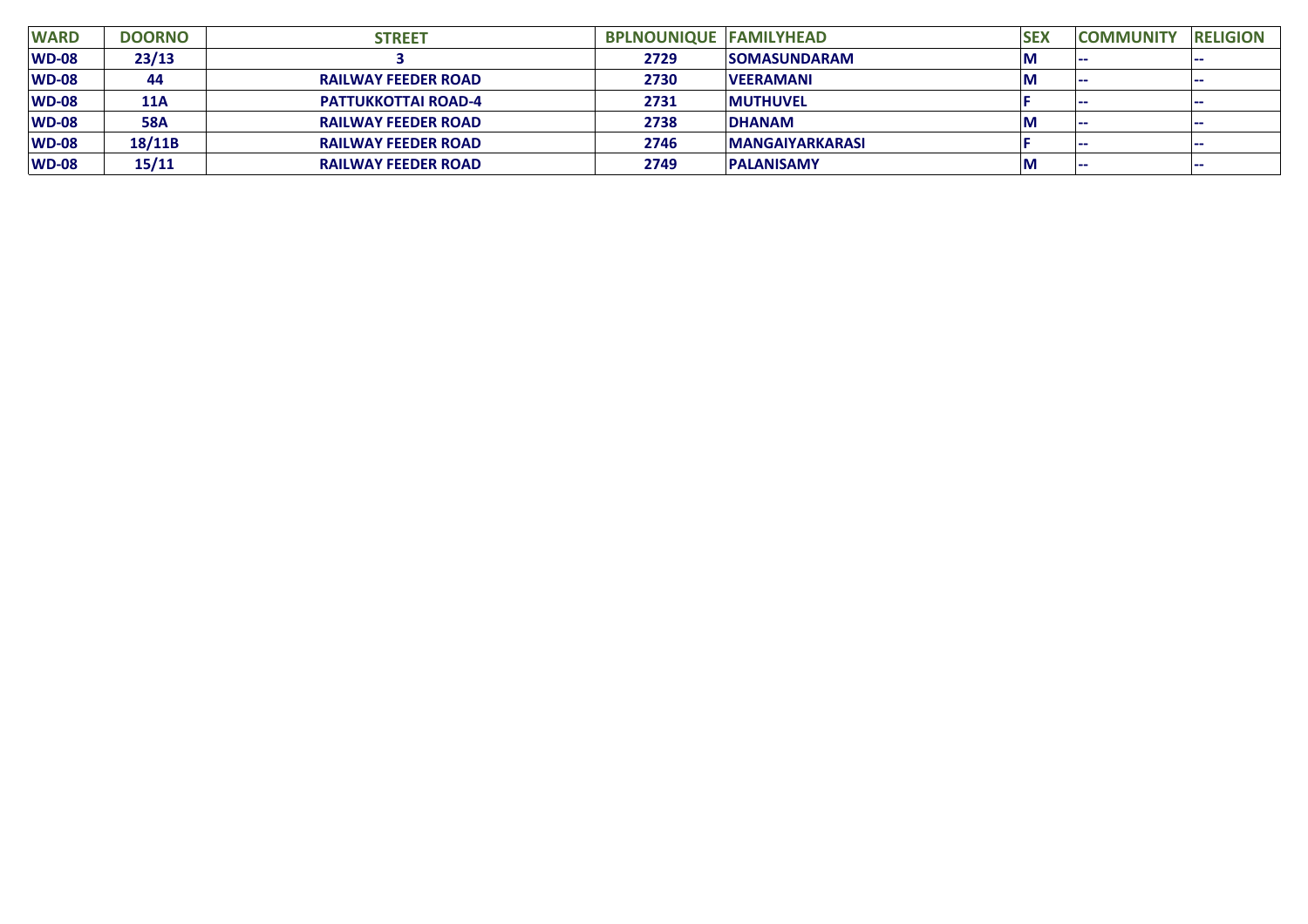| WARD | DOORNO | STREET | BPLNOUNIQUE | FAMILYHEAD | SEX | COMMUNITY | RELIGION |
|---|---|---|---|---|---|---|---|
| WD-08 | 23/13 | 3 | 2729 | SOMASUNDARAM | M | -- | -- |
| WD-08 | 44 | RAILWAY FEEDER ROAD | 2730 | VEERAMANI | M | -- | -- |
| WD-08 | 11A | PATTUKKOTTAI ROAD-4 | 2731 | MUTHUVEL | F | -- | -- |
| WD-08 | 58A | RAILWAY FEEDER ROAD | 2738 | DHANAM | M | -- | -- |
| WD-08 | 18/11B | RAILWAY FEEDER ROAD | 2746 | MANGAIYARKARASI | F | -- | -- |
| WD-08 | 15/11 | RAILWAY FEEDER ROAD | 2749 | PALANISAMY | M | -- | -- |